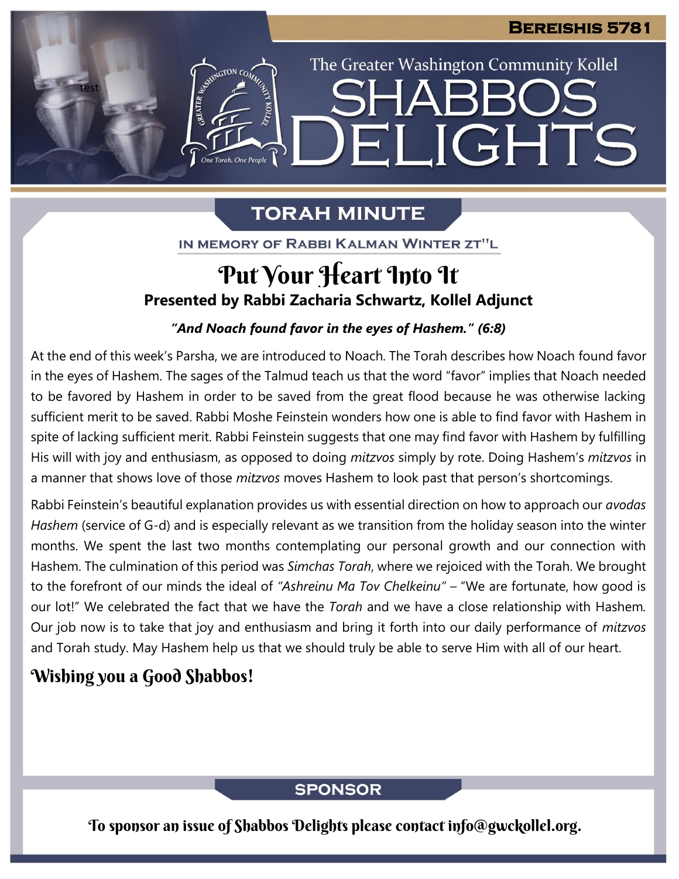# Shabbos Delights

The Greater Washington Community Kollel

**Bereishis 5781**

## Torah Minute

In Memory of Rabbi Kalman Winter zt"l

### Put Your Heart Into It

**Presented by Rabbi Zacharia Schwartz, Kollel Adjunct**

***"And Noach found favor in the eyes of Hashem." (6:8)***

At the end of this week's Parsha, we are introduced to Noach. The Torah describes how Noach found favor in the eyes of Hashem. The sages of the Talmud teach us that the word "favor" implies that Noach needed to be favored by Hashem in order to be saved from the great flood because he was otherwise lacking sufficient merit to be saved. Rabbi Moshe Feinstein wonders how one is able to find favor with Hashem in spite of lacking sufficient merit. Rabbi Feinstein suggests that one may find favor with Hashem by fulfilling His will with joy and enthusiasm, as opposed to doing *mitzvos* simply by rote. Doing Hashem's *mitzvos* in a manner that shows love of those *mitzvos* moves Hashem to look past that person's shortcomings.

Rabbi Feinstein's beautiful explanation provides us with essential direction on how to approach our *avodas Hashem* (service of G-d) and is especially relevant as we transition from the holiday season into the winter months. We spent the last two months contemplating our personal growth and our connection with Hashem. The culmination of this period was *Simchas Torah*, where we rejoiced with the Torah. We brought to the forefront of our minds the ideal of *"Ashreinu Ma Tov Chelkeinu"* – "We are fortunate, how good is our lot!" We celebrated the fact that we have the *Torah* and we have a close relationship with Hashem. Our job now is to take that joy and enthusiasm and bring it forth into our daily performance of *mitzvos* and Torah study. May Hashem help us that we should truly be able to serve Him with all of our heart.

**Wishing you a Good Shabbos!**

## Sponsor

To sponsor an issue of Shabbos Delights please contact info@gwckollel.org.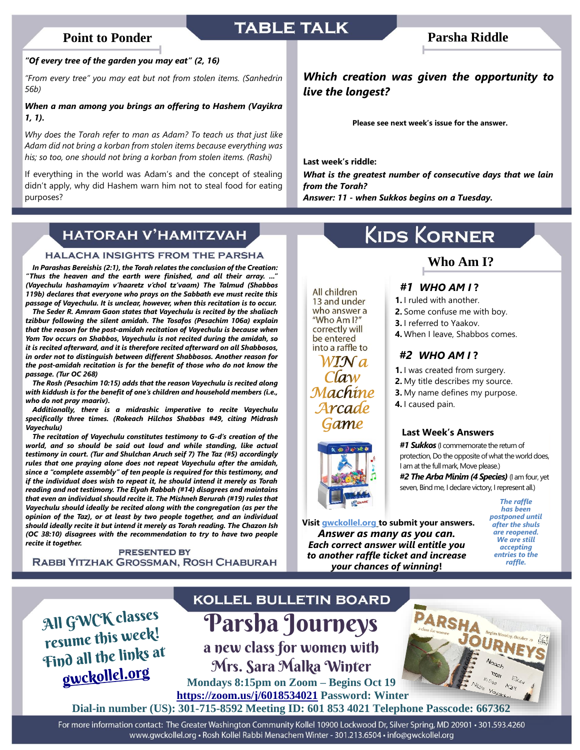# TABLE TALK

## Point to Ponder

***"Of every tree of the garden you may eat" (2, 16)***

*"From every tree" you may eat but not from stolen items. (Sanhedrin 56b)*

***When a man among you brings an offering to Hashem (Vayikra 1, 1).***

*Why does the Torah refer to man as Adam? To teach us that just like Adam did not bring a korban from stolen items because everything was his; so too, one should not bring a korban from stolen items. (Rashi)*

If everything in the world was Adam's and the concept of stealing didn't apply, why did Hashem warn him not to steal food for eating purposes?

## Parsha Riddle

***Which creation was given the opportunity to live the longest?***

**Please see next week's issue for the answer.**

**Last week's riddle:**

***What is the greatest number of consecutive days that we lain from the Torah?***

***Answer: 11 - when Sukkos begins on a Tuesday.***

# HATORAH V'HAMITZVAH

## HALACHA INSIGHTS FROM THE PARSHA

***In Parashas Bereishis (2:1), the Torah relates the conclusion of the Creation: "Thus the heaven and the earth were finished, and all their array. ..." (Vayechulu hashamayim v'haaretz v'chol tz'vaam) The Talmud (Shabbos 119b) declares that everyone who prays on the Sabbath eve must recite this passage of Vayechulu. It is unclear, however, when this recitation is to occur.***

***The Seder R. Amram Gaon states that Vayechulu is recited by the shaliach tzibbur following the silent amidah. The Tosafos (Pesachim 106a) explain that the reason for the post-amidah recitation of Vayechulu is because when Yom Tov occurs on Shabbos, Vayechulu is not recited during the amidah, so it is recited afterward, and it is therefore recited afterward on all Shabbosos, in order not to distinguish between different Shabbosos. Another reason for the post-amidah recitation is for the benefit of those who do not know the passage. (Tur OC 268)***

***The Rosh (Pesachim 10:15) adds that the reason Vayechulu is recited along with kiddush is for the benefit of one's children and household members (i.e., who do not pray maariv).***

***Additionally, there is a midrashic imperative to recite Vayechulu specifically three times. (Rokeach Hilchos Shabbos #49, citing Midrash Vayechulu)***

***The recitation of Vayechulu constitutes testimony to G-d's creation of the world, and so should be said out loud and while standing, like actual testimony in court. (Tur and Shulchan Aruch seif 7) The Taz (#5) accordingly rules that one praying alone does not repeat Vayechulu after the amidah, since a "complete assembly" of ten people is required for this testimony, and if the individual does wish to repeat it, he should intend it merely as Torah reading and not testimony. The Elyah Rabbah (#14) disagrees and maintains that even an individual should recite it. The Mishneh Berurah (#19) rules that Vayechulu should ideally be recited along with the congregation (as per the opinion of the Taz), or at least by two people together, and an individual should ideally recite it but intend it merely as Torah reading. The Chazon Ish (OC 38:10) disagrees with the recommendation to try to have two people recite it together.***

PRESENTED BY
RABBI YITZHAK GROSSMAN, ROSH CHABURAH

# KIDS KORNER

All children 13 and under who answer a "Who Am I?" correctly will be entered into a raffle to

WIN a Claw Machine Arcade Game

## Who Am I?

### #1 WHO AM I ?

1. I ruled with another.
2. Some confuse me with boy.
3. I referred to Yaakov.
4. When I leave, Shabbos comes.

### #2 WHO AM I ?

1. I was created from surgery.
2. My title describes my source.
3. My name defines my purpose.
4. I caused pain.

### Last Week's Answers

***#1 Sukkos*** (I commemorate the return of protection, Do the opposite of what the world does, I am at the full mark, Move please.)

***#2 The Arba Minim (4 Species)*** (I am four, yet seven, Bind me, I declare victory, I represent all.)

*The raffle has been postponed until after the shuls are reopened. We are still accepting entries to the raffle.*

**Visit gwckollel.org to submit your answers.**

***Answer as many as you can. Each correct answer will entitle you to another raffle ticket and increase your chances of winning!***

# KOLLEL BULLETIN BOARD

All GWCK classes resume this week! Find all the links at gwckollel.org

## Parsha Journeys

a new class for women with Mrs. Sara Malka Winter

**Mondays 8:15pm on Zoom – Begins Oct 19**

**https://zoom.us/j/6018534021 Password: Winter**

**Dial-in number (US): 301-715-8592 Meeting ID: 601 853 4021 Telephone Passcode: 667362**

For more information contact: The Greater Washington Community Kollel 10900 Lockwood Dr, Silver Spring, MD 20901 • 301.593.4260
www.gwckollel.org • Rosh Kollel Rabbi Menachem Winter - 301.213.6504 • info@gwckollel.org